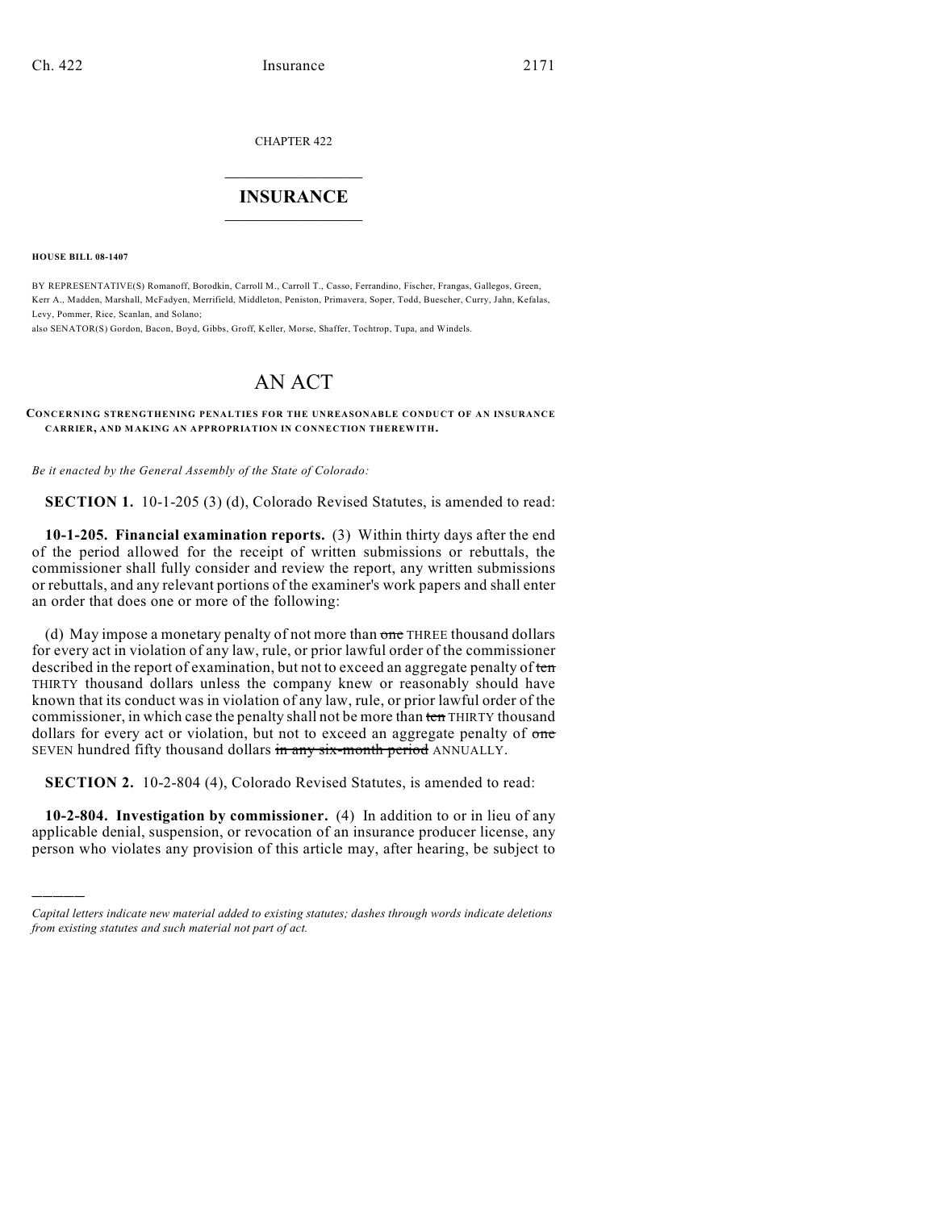CHAPTER 422

# INSURANCE

**HOUSE BILL 08-1407**

BY REPRESENTATIVE(S) Romanoff, Borodkin, Carroll M., Carroll T., Casso, Ferrandino, Fischer, Frangas, Gallegos, Green, Kerr A., Madden, Marshall, McFadyen, Merrifield, Middleton, Peniston, Primavera, Soper, Todd, Buescher, Curry, Jahn, Kefalas, Levy, Pommer, Rice, Scanlan, and Solano;
also SENATOR(S) Gordon, Bacon, Boyd, Gibbs, Groff, Keller, Morse, Shaffer, Tochtrop, Tupa, and Windels.

# AN ACT

**CONCERNING STRENGTHENING PENALTIES FOR THE UNREASONABLE CONDUCT OF AN INSURANCE CARRIER, AND MAKING AN APPROPRIATION IN CONNECTION THEREWITH.**

*Be it enacted by the General Assembly of the State of Colorado:*

**SECTION 1.** 10-1-205 (3) (d), Colorado Revised Statutes, is amended to read:

**10-1-205. Financial examination reports.** (3) Within thirty days after the end of the period allowed for the receipt of written submissions or rebuttals, the commissioner shall fully consider and review the report, any written submissions or rebuttals, and any relevant portions of the examiner's work papers and shall enter an order that does one or more of the following:

(d) May impose a monetary penalty of not more than ~~one~~ THREE thousand dollars for every act in violation of any law, rule, or prior lawful order of the commissioner described in the report of examination, but not to exceed an aggregate penalty of ~~ten~~ THIRTY thousand dollars unless the company knew or reasonably should have known that its conduct was in violation of any law, rule, or prior lawful order of the commissioner, in which case the penalty shall not be more than ~~ten~~ THIRTY thousand dollars for every act or violation, but not to exceed an aggregate penalty of ~~one~~ SEVEN hundred fifty thousand dollars ~~in any six-month period~~ ANNUALLY.

**SECTION 2.** 10-2-804 (4), Colorado Revised Statutes, is amended to read:

**10-2-804. Investigation by commissioner.** (4) In addition to or in lieu of any applicable denial, suspension, or revocation of an insurance producer license, any person who violates any provision of this article may, after hearing, be subject to

---

*Capital letters indicate new material added to existing statutes; dashes through words indicate deletions from existing statutes and such material not part of act.*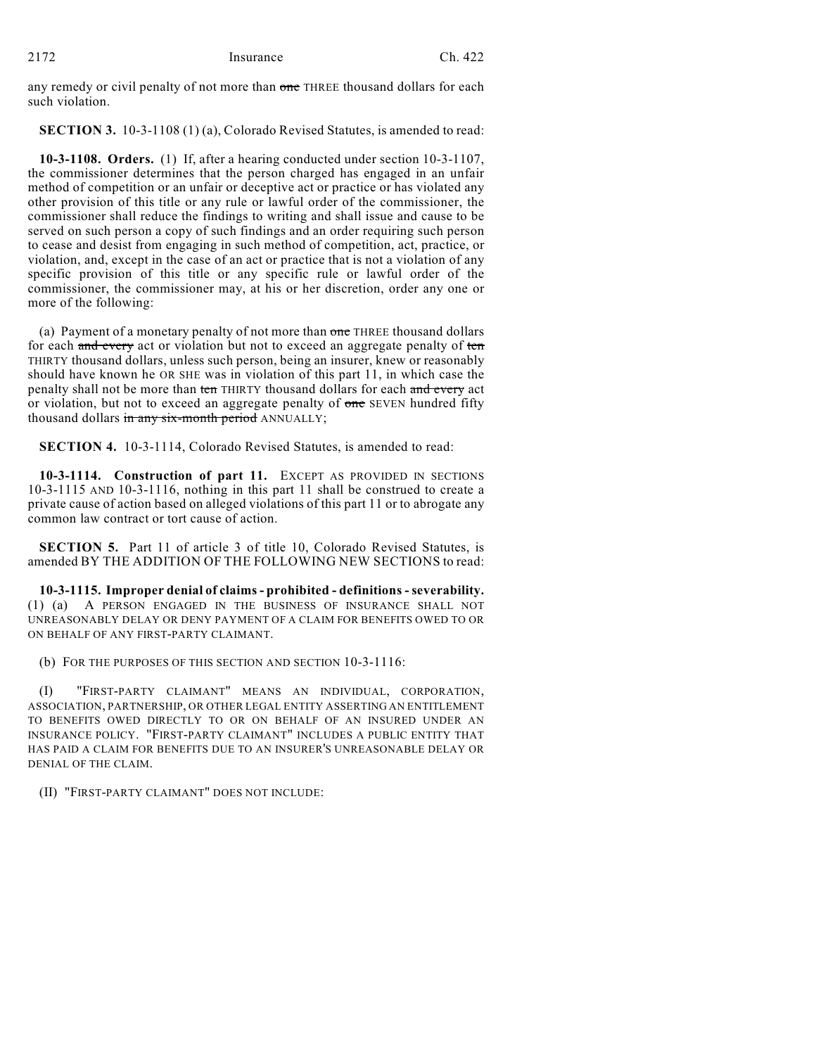any remedy or civil penalty of not more than ~~one~~ THREE thousand dollars for each such violation.

**SECTION 3.** 10-3-1108 (1) (a), Colorado Revised Statutes, is amended to read:

**10-3-1108. Orders.** (1) If, after a hearing conducted under section 10-3-1107, the commissioner determines that the person charged has engaged in an unfair method of competition or an unfair or deceptive act or practice or has violated any other provision of this title or any rule or lawful order of the commissioner, the commissioner shall reduce the findings to writing and shall issue and cause to be served on such person a copy of such findings and an order requiring such person to cease and desist from engaging in such method of competition, act, practice, or violation, and, except in the case of an act or practice that is not a violation of any specific provision of this title or any specific rule or lawful order of the commissioner, the commissioner may, at his or her discretion, order any one or more of the following:

(a) Payment of a monetary penalty of not more than ~~one~~ THREE thousand dollars for each ~~and every~~ act or violation but not to exceed an aggregate penalty of ~~ten~~ THIRTY thousand dollars, unless such person, being an insurer, knew or reasonably should have known he OR SHE was in violation of this part 11, in which case the penalty shall not be more than ~~ten~~ THIRTY thousand dollars for each ~~and every~~ act or violation, but not to exceed an aggregate penalty of ~~one~~ SEVEN hundred fifty thousand dollars ~~in any six-month period~~ ANNUALLY;

**SECTION 4.** 10-3-1114, Colorado Revised Statutes, is amended to read:

**10-3-1114. Construction of part 11.** EXCEPT AS PROVIDED IN SECTIONS 10-3-1115 AND 10-3-1116, nothing in this part 11 shall be construed to create a private cause of action based on alleged violations of this part 11 or to abrogate any common law contract or tort cause of action.

**SECTION 5.** Part 11 of article 3 of title 10, Colorado Revised Statutes, is amended BY THE ADDITION OF THE FOLLOWING NEW SECTIONS to read:

**10-3-1115. Improper denial of claims - prohibited - definitions - severability.** (1) (a) A PERSON ENGAGED IN THE BUSINESS OF INSURANCE SHALL NOT UNREASONABLY DELAY OR DENY PAYMENT OF A CLAIM FOR BENEFITS OWED TO OR ON BEHALF OF ANY FIRST-PARTY CLAIMANT.

(b) FOR THE PURPOSES OF THIS SECTION AND SECTION 10-3-1116:

(I) "FIRST-PARTY CLAIMANT" MEANS AN INDIVIDUAL, CORPORATION, ASSOCIATION, PARTNERSHIP, OR OTHER LEGAL ENTITY ASSERTING AN ENTITLEMENT TO BENEFITS OWED DIRECTLY TO OR ON BEHALF OF AN INSURED UNDER AN INSURANCE POLICY. "FIRST-PARTY CLAIMANT" INCLUDES A PUBLIC ENTITY THAT HAS PAID A CLAIM FOR BENEFITS DUE TO AN INSURER'S UNREASONABLE DELAY OR DENIAL OF THE CLAIM.

(II) "FIRST-PARTY CLAIMANT" DOES NOT INCLUDE: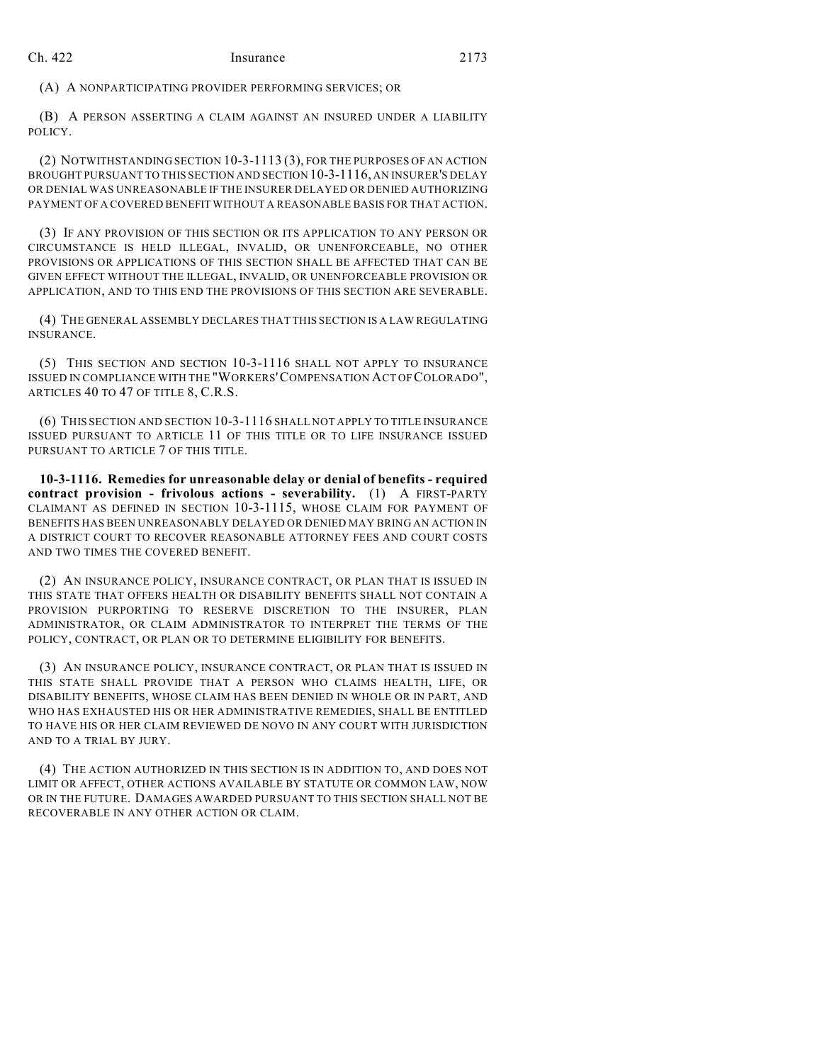(A) A NONPARTICIPATING PROVIDER PERFORMING SERVICES; OR

(B) A PERSON ASSERTING A CLAIM AGAINST AN INSURED UNDER A LIABILITY POLICY.

(2) NOTWITHSTANDING SECTION 10-3-1113 (3), FOR THE PURPOSES OF AN ACTION BROUGHT PURSUANT TO THIS SECTION AND SECTION 10-3-1116, AN INSURER'S DELAY OR DENIAL WAS UNREASONABLE IF THE INSURER DELAYED OR DENIED AUTHORIZING PAYMENT OF A COVERED BENEFIT WITHOUT A REASONABLE BASIS FOR THAT ACTION.

(3) IF ANY PROVISION OF THIS SECTION OR ITS APPLICATION TO ANY PERSON OR CIRCUMSTANCE IS HELD ILLEGAL, INVALID, OR UNENFORCEABLE, NO OTHER PROVISIONS OR APPLICATIONS OF THIS SECTION SHALL BE AFFECTED THAT CAN BE GIVEN EFFECT WITHOUT THE ILLEGAL, INVALID, OR UNENFORCEABLE PROVISION OR APPLICATION, AND TO THIS END THE PROVISIONS OF THIS SECTION ARE SEVERABLE.

(4) THE GENERAL ASSEMBLY DECLARES THAT THIS SECTION IS A LAW REGULATING INSURANCE.

(5) THIS SECTION AND SECTION 10-3-1116 SHALL NOT APPLY TO INSURANCE ISSUED IN COMPLIANCE WITH THE "WORKERS' COMPENSATION ACT OF COLORADO", ARTICLES 40 TO 47 OF TITLE 8, C.R.S.

(6) THIS SECTION AND SECTION 10-3-1116 SHALL NOT APPLY TO TITLE INSURANCE ISSUED PURSUANT TO ARTICLE 11 OF THIS TITLE OR TO LIFE INSURANCE ISSUED PURSUANT TO ARTICLE 7 OF THIS TITLE.

**10-3-1116. Remedies for unreasonable delay or denial of benefits - required contract provision - frivolous actions - severability.** (1) A FIRST-PARTY CLAIMANT AS DEFINED IN SECTION 10-3-1115, WHOSE CLAIM FOR PAYMENT OF BENEFITS HAS BEEN UNREASONABLY DELAYED OR DENIED MAY BRING AN ACTION IN A DISTRICT COURT TO RECOVER REASONABLE ATTORNEY FEES AND COURT COSTS AND TWO TIMES THE COVERED BENEFIT.

(2) AN INSURANCE POLICY, INSURANCE CONTRACT, OR PLAN THAT IS ISSUED IN THIS STATE THAT OFFERS HEALTH OR DISABILITY BENEFITS SHALL NOT CONTAIN A PROVISION PURPORTING TO RESERVE DISCRETION TO THE INSURER, PLAN ADMINISTRATOR, OR CLAIM ADMINISTRATOR TO INTERPRET THE TERMS OF THE POLICY, CONTRACT, OR PLAN OR TO DETERMINE ELIGIBILITY FOR BENEFITS.

(3) AN INSURANCE POLICY, INSURANCE CONTRACT, OR PLAN THAT IS ISSUED IN THIS STATE SHALL PROVIDE THAT A PERSON WHO CLAIMS HEALTH, LIFE, OR DISABILITY BENEFITS, WHOSE CLAIM HAS BEEN DENIED IN WHOLE OR IN PART, AND WHO HAS EXHAUSTED HIS OR HER ADMINISTRATIVE REMEDIES, SHALL BE ENTITLED TO HAVE HIS OR HER CLAIM REVIEWED DE NOVO IN ANY COURT WITH JURISDICTION AND TO A TRIAL BY JURY.

(4) THE ACTION AUTHORIZED IN THIS SECTION IS IN ADDITION TO, AND DOES NOT LIMIT OR AFFECT, OTHER ACTIONS AVAILABLE BY STATUTE OR COMMON LAW, NOW OR IN THE FUTURE. DAMAGES AWARDED PURSUANT TO THIS SECTION SHALL NOT BE RECOVERABLE IN ANY OTHER ACTION OR CLAIM.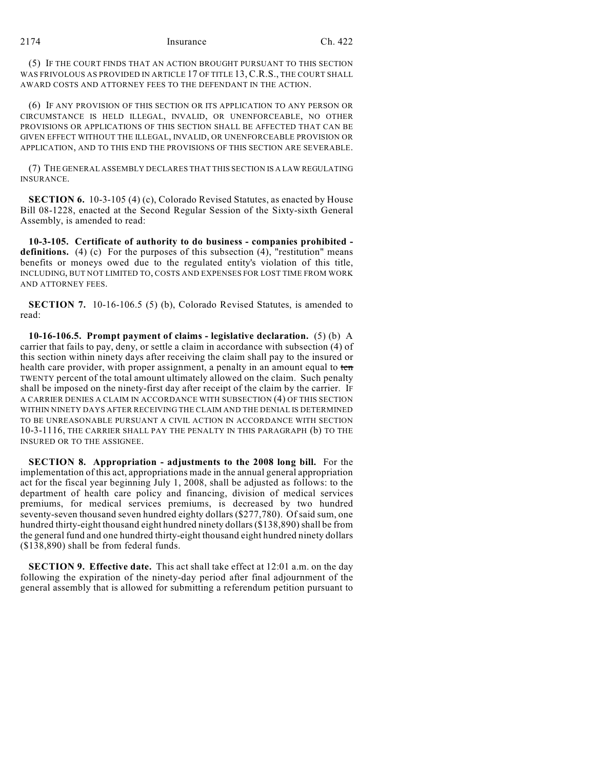(5) IF THE COURT FINDS THAT AN ACTION BROUGHT PURSUANT TO THIS SECTION WAS FRIVOLOUS AS PROVIDED IN ARTICLE 17 OF TITLE 13, C.R.S., THE COURT SHALL AWARD COSTS AND ATTORNEY FEES TO THE DEFENDANT IN THE ACTION.

(6) IF ANY PROVISION OF THIS SECTION OR ITS APPLICATION TO ANY PERSON OR CIRCUMSTANCE IS HELD ILLEGAL, INVALID, OR UNENFORCEABLE, NO OTHER PROVISIONS OR APPLICATIONS OF THIS SECTION SHALL BE AFFECTED THAT CAN BE GIVEN EFFECT WITHOUT THE ILLEGAL, INVALID, OR UNENFORCEABLE PROVISION OR APPLICATION, AND TO THIS END THE PROVISIONS OF THIS SECTION ARE SEVERABLE.

(7) THE GENERAL ASSEMBLY DECLARES THAT THIS SECTION IS A LAW REGULATING INSURANCE.

**SECTION 6.** 10-3-105 (4) (c), Colorado Revised Statutes, as enacted by House Bill 08-1228, enacted at the Second Regular Session of the Sixty-sixth General Assembly, is amended to read:

**10-3-105. Certificate of authority to do business - companies prohibited - definitions.** (4) (c) For the purposes of this subsection (4), "restitution" means benefits or moneys owed due to the regulated entity's violation of this title, INCLUDING, BUT NOT LIMITED TO, COSTS AND EXPENSES FOR LOST TIME FROM WORK AND ATTORNEY FEES.

**SECTION 7.** 10-16-106.5 (5) (b), Colorado Revised Statutes, is amended to read:

**10-16-106.5. Prompt payment of claims - legislative declaration.** (5) (b) A carrier that fails to pay, deny, or settle a claim in accordance with subsection (4) of this section within ninety days after receiving the claim shall pay to the insured or health care provider, with proper assignment, a penalty in an amount equal to ~~ten~~ TWENTY percent of the total amount ultimately allowed on the claim. Such penalty shall be imposed on the ninety-first day after receipt of the claim by the carrier. IF A CARRIER DENIES A CLAIM IN ACCORDANCE WITH SUBSECTION (4) OF THIS SECTION WITHIN NINETY DAYS AFTER RECEIVING THE CLAIM AND THE DENIAL IS DETERMINED TO BE UNREASONABLE PURSUANT A CIVIL ACTION IN ACCORDANCE WITH SECTION 10-3-1116, THE CARRIER SHALL PAY THE PENALTY IN THIS PARAGRAPH (b) TO THE INSURED OR TO THE ASSIGNEE.

**SECTION 8. Appropriation - adjustments to the 2008 long bill.** For the implementation of this act, appropriations made in the annual general appropriation act for the fiscal year beginning July 1, 2008, shall be adjusted as follows: to the department of health care policy and financing, division of medical services premiums, for medical services premiums, is decreased by two hundred seventy-seven thousand seven hundred eighty dollars ($277,780). Of said sum, one hundred thirty-eight thousand eight hundred ninety dollars ($138,890) shall be from the general fund and one hundred thirty-eight thousand eight hundred ninety dollars ($138,890) shall be from federal funds.

**SECTION 9. Effective date.** This act shall take effect at 12:01 a.m. on the day following the expiration of the ninety-day period after final adjournment of the general assembly that is allowed for submitting a referendum petition pursuant to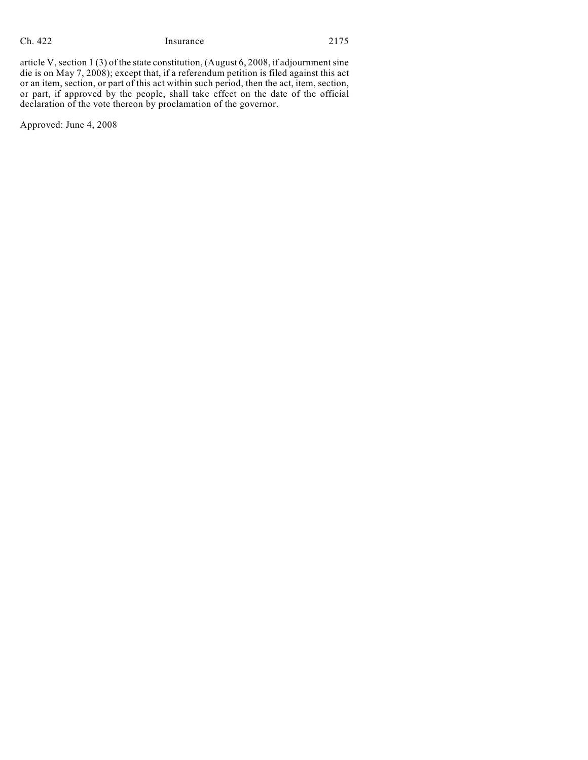article V, section 1 (3) of the state constitution, (August 6, 2008, if adjournment sine die is on May 7, 2008); except that, if a referendum petition is filed against this act or an item, section, or part of this act within such period, then the act, item, section, or part, if approved by the people, shall take effect on the date of the official declaration of the vote thereon by proclamation of the governor.

Approved: June 4, 2008